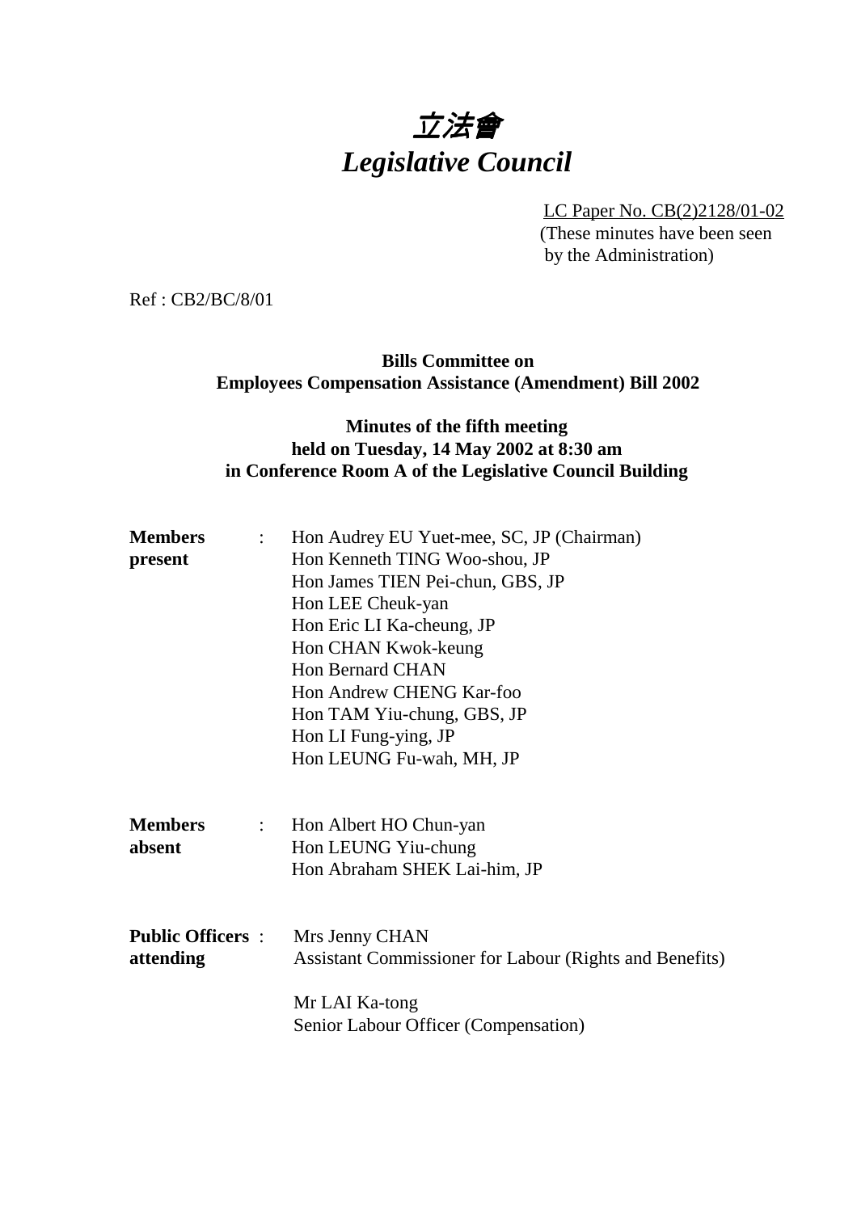# 立法會
# *Legislative Council*

LC Paper No. CB(2)2128/01-02
(These minutes have been seen by the Administration)

Ref : CB2/BC/8/01

**Bills Committee on**
**Employees Compensation Assistance (Amendment) Bill 2002**

**Minutes of the fifth meeting**
**held on Tuesday, 14 May 2002 at 8:30 am**
**in Conference Room A of the Legislative Council Building**

| | | |
|---|---|---|
| **Members present** | : | Hon Audrey EU Yuet-mee, SC, JP (Chairman)<br>Hon Kenneth TING Woo-shou, JP<br>Hon James TIEN Pei-chun, GBS, JP<br>Hon LEE Cheuk-yan<br>Hon Eric LI Ka-cheung, JP<br>Hon CHAN Kwok-keung<br>Hon Bernard CHAN<br>Hon Andrew CHENG Kar-foo<br>Hon TAM Yiu-chung, GBS, JP<br>Hon LI Fung-ying, JP<br>Hon LEUNG Fu-wah, MH, JP |
| **Members absent** | : | Hon Albert HO Chun-yan<br>Hon LEUNG Yiu-chung<br>Hon Abraham SHEK Lai-him, JP |
| **Public Officers attending** | : | Mrs Jenny CHAN<br>Assistant Commissioner for Labour (Rights and Benefits)<br><br>Mr LAI Ka-tong<br>Senior Labour Officer (Compensation) |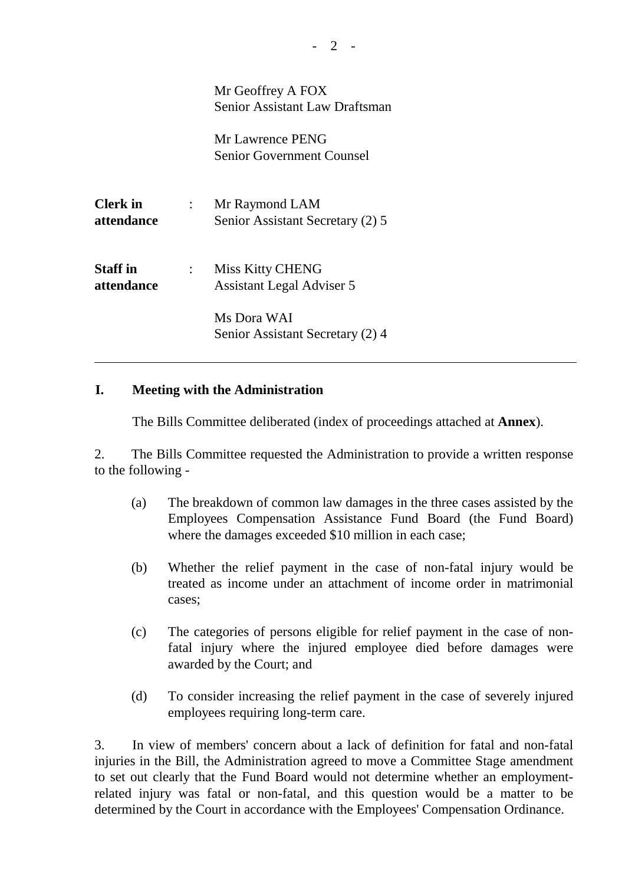Mr Geoffrey A FOX
Senior Assistant Law Draftsman

Mr Lawrence PENG
Senior Government Counsel

| | | |
|---|---|---|
| **Clerk in attendance** | : | Mr Raymond LAM<br>Senior Assistant Secretary (2) 5 |
| **Staff in attendance** | : | Miss Kitty CHENG<br>Assistant Legal Adviser 5<br><br>Ms Dora WAI<br>Senior Assistant Secretary (2) 4 |

---

## I. Meeting with the Administration

The Bills Committee deliberated (index of proceedings attached at **Annex**).

2. The Bills Committee requested the Administration to provide a written response to the following -

(a) The breakdown of common law damages in the three cases assisted by the Employees Compensation Assistance Fund Board (the Fund Board) where the damages exceeded $10 million in each case;

(b) Whether the relief payment in the case of non-fatal injury would be treated as income under an attachment of income order in matrimonial cases;

(c) The categories of persons eligible for relief payment in the case of non-fatal injury where the injured employee died before damages were awarded by the Court; and

(d) To consider increasing the relief payment in the case of severely injured employees requiring long-term care.

3. In view of members' concern about a lack of definition for fatal and non-fatal injuries in the Bill, the Administration agreed to move a Committee Stage amendment to set out clearly that the Fund Board would not determine whether an employment-related injury was fatal or non-fatal, and this question would be a matter to be determined by the Court in accordance with the Employees' Compensation Ordinance.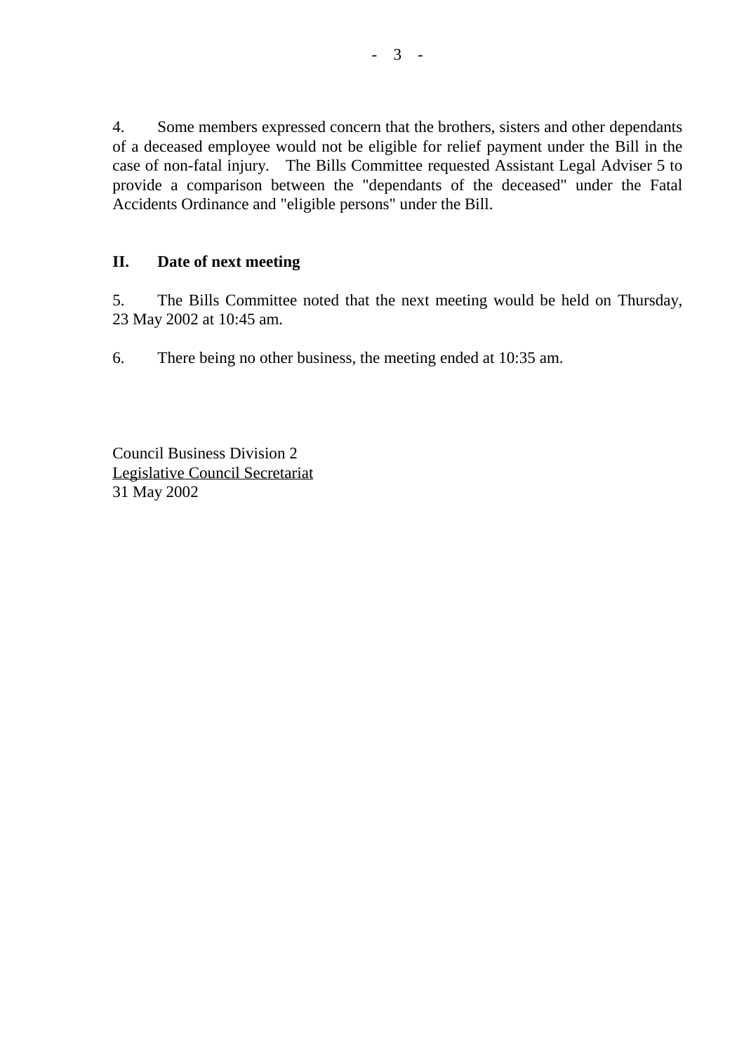4. Some members expressed concern that the brothers, sisters and other dependants of a deceased employee would not be eligible for relief payment under the Bill in the case of non-fatal injury. The Bills Committee requested Assistant Legal Adviser 5 to provide a comparison between the "dependants of the deceased" under the Fatal Accidents Ordinance and "eligible persons" under the Bill.

## II. Date of next meeting

5. The Bills Committee noted that the next meeting would be held on Thursday, 23 May 2002 at 10:45 am.

6. There being no other business, the meeting ended at 10:35 am.

Council Business Division 2
Legislative Council Secretariat
31 May 2002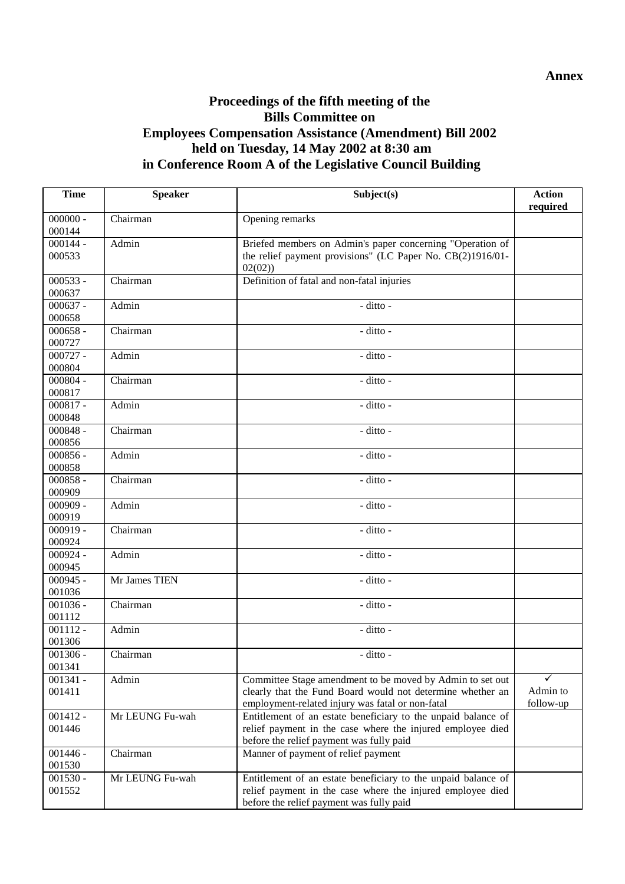**Annex**

# Proceedings of the fifth meeting of the Bills Committee on Employees Compensation Assistance (Amendment) Bill 2002 held on Tuesday, 14 May 2002 at 8:30 am in Conference Room A of the Legislative Council Building

| Time | Speaker | Subject(s) | Action required |
|---|---|---|---|
| 000000 - 000144 | Chairman | Opening remarks | |
| 000144 - 000533 | Admin | Briefed members on Admin's paper concerning "Operation of the relief payment provisions" (LC Paper No. CB(2)1916/01-02(02)) | |
| 000533 - 000637 | Chairman | Definition of fatal and non-fatal injuries | |
| 000637 - 000658 | Admin | - ditto - | |
| 000658 - 000727 | Chairman | - ditto - | |
| 000727 - 000804 | Admin | - ditto - | |
| 000804 - 000817 | Chairman | - ditto - | |
| 000817 - 000848 | Admin | - ditto - | |
| 000848 - 000856 | Chairman | - ditto - | |
| 000856 - 000858 | Admin | - ditto - | |
| 000858 - 000909 | Chairman | - ditto - | |
| 000909 - 000919 | Admin | - ditto - | |
| 000919 - 000924 | Chairman | - ditto - | |
| 000924 - 000945 | Admin | - ditto - | |
| 000945 - 001036 | Mr James TIEN | - ditto - | |
| 001036 - 001112 | Chairman | - ditto - | |
| 001112 - 001306 | Admin | - ditto - | |
| 001306 - 001341 | Chairman | - ditto - | |
| 001341 - 001411 | Admin | Committee Stage amendment to be moved by Admin to set out clearly that the Fund Board would not determine whether an employment-related injury was fatal or non-fatal | ✓ Admin to follow-up |
| 001412 - 001446 | Mr LEUNG Fu-wah | Entitlement of an estate beneficiary to the unpaid balance of relief payment in the case where the injured employee died before the relief payment was fully paid | |
| 001446 - 001530 | Chairman | Manner of payment of relief payment | |
| 001530 - 001552 | Mr LEUNG Fu-wah | Entitlement of an estate beneficiary to the unpaid balance of relief payment in the case where the injured employee died before the relief payment was fully paid | |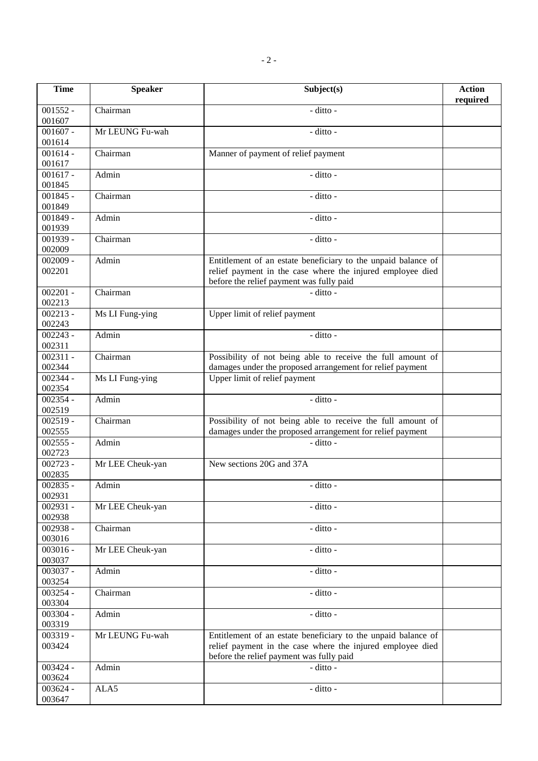| Time | Speaker | Subject(s) | Action required |
|---|---|---|---|
| 001552 - 001607 | Chairman | - ditto - | |
| 001607 - 001614 | Mr LEUNG Fu-wah | - ditto - | |
| 001614 - 001617 | Chairman | Manner of payment of relief payment | |
| 001617 - 001845 | Admin | - ditto - | |
| 001845 - 001849 | Chairman | - ditto - | |
| 001849 - 001939 | Admin | - ditto - | |
| 001939 - 002009 | Chairman | - ditto - | |
| 002009 - 002201 | Admin | Entitlement of an estate beneficiary to the unpaid balance of relief payment in the case where the injured employee died before the relief payment was fully paid | |
| 002201 - 002213 | Chairman | - ditto - | |
| 002213 - 002243 | Ms LI Fung-ying | Upper limit of relief payment | |
| 002243 - 002311 | Admin | - ditto - | |
| 002311 - 002344 | Chairman | Possibility of not being able to receive the full amount of damages under the proposed arrangement for relief payment | |
| 002344 - 002354 | Ms LI Fung-ying | Upper limit of relief payment | |
| 002354 - 002519 | Admin | - ditto - | |
| 002519 - 002555 | Chairman | Possibility of not being able to receive the full amount of damages under the proposed arrangement for relief payment | |
| 002555 - 002723 | Admin | - ditto - | |
| 002723 - 002835 | Mr LEE Cheuk-yan | New sections 20G and 37A | |
| 002835 - 002931 | Admin | - ditto - | |
| 002931 - 002938 | Mr LEE Cheuk-yan | - ditto - | |
| 002938 - 003016 | Chairman | - ditto - | |
| 003016 - 003037 | Mr LEE Cheuk-yan | - ditto - | |
| 003037 - 003254 | Admin | - ditto - | |
| 003254 - 003304 | Chairman | - ditto - | |
| 003304 - 003319 | Admin | - ditto - | |
| 003319 - 003424 | Mr LEUNG Fu-wah | Entitlement of an estate beneficiary to the unpaid balance of relief payment in the case where the injured employee died before the relief payment was fully paid | |
| 003424 - 003624 | Admin | - ditto - | |
| 003624 - 003647 | ALA5 | - ditto - | |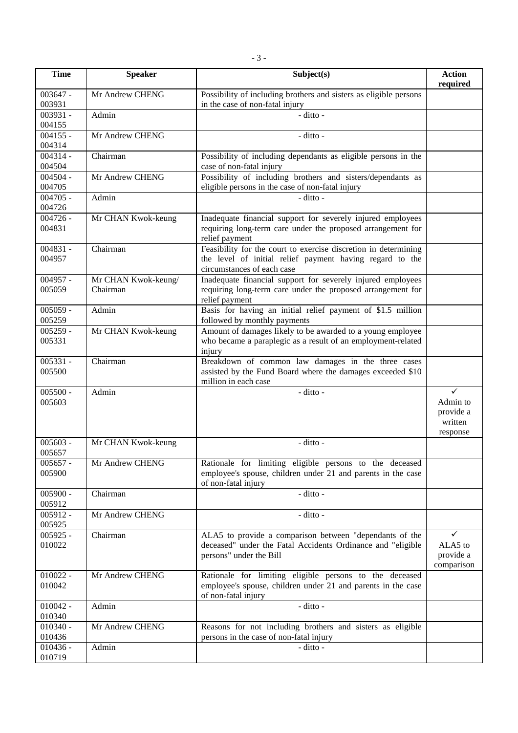| Time | Speaker | Subject(s) | Action required |
|---|---|---|---|
| 003647 - 003931 | Mr Andrew CHENG | Possibility of including brothers and sisters as eligible persons in the case of non-fatal injury | |
| 003931 - 004155 | Admin | - ditto - | |
| 004155 - 004314 | Mr Andrew CHENG | - ditto - | |
| 004314 - 004504 | Chairman | Possibility of including dependants as eligible persons in the case of non-fatal injury | |
| 004504 - 004705 | Mr Andrew CHENG | Possibility of including brothers and sisters/dependants as eligible persons in the case of non-fatal injury | |
| 004705 - 004726 | Admin | - ditto - | |
| 004726 - 004831 | Mr CHAN Kwok-keung | Inadequate financial support for severely injured employees requiring long-term care under the proposed arrangement for relief payment | |
| 004831 - 004957 | Chairman | Feasibility for the court to exercise discretion in determining the level of initial relief payment having regard to the circumstances of each case | |
| 004957 - 005059 | Mr CHAN Kwok-keung/ Chairman | Inadequate financial support for severely injured employees requiring long-term care under the proposed arrangement for relief payment | |
| 005059 - 005259 | Admin | Basis for having an initial relief payment of $1.5 million followed by monthly payments | |
| 005259 - 005331 | Mr CHAN Kwok-keung | Amount of damages likely to be awarded to a young employee who became a paraplegic as a result of an employment-related injury | |
| 005331 - 005500 | Chairman | Breakdown of common law damages in the three cases assisted by the Fund Board where the damages exceeded $10 million in each case | |
| 005500 - 005603 | Admin | - ditto - | ✓ Admin to provide a written response |
| 005603 - 005657 | Mr CHAN Kwok-keung | - ditto - | |
| 005657 - 005900 | Mr Andrew CHENG | Rationale for limiting eligible persons to the deceased employee's spouse, children under 21 and parents in the case of non-fatal injury | |
| 005900 - 005912 | Chairman | - ditto - | |
| 005912 - 005925 | Mr Andrew CHENG | - ditto - | |
| 005925 - 010022 | Chairman | ALA5 to provide a comparison between "dependants of the deceased" under the Fatal Accidents Ordinance and "eligible persons" under the Bill | ✓ ALA5 to provide a comparison |
| 010022 - 010042 | Mr Andrew CHENG | Rationale for limiting eligible persons to the deceased employee's spouse, children under 21 and parents in the case of non-fatal injury | |
| 010042 - 010340 | Admin | - ditto - | |
| 010340 - 010436 | Mr Andrew CHENG | Reasons for not including brothers and sisters as eligible persons in the case of non-fatal injury | |
| 010436 - 010719 | Admin | - ditto - | |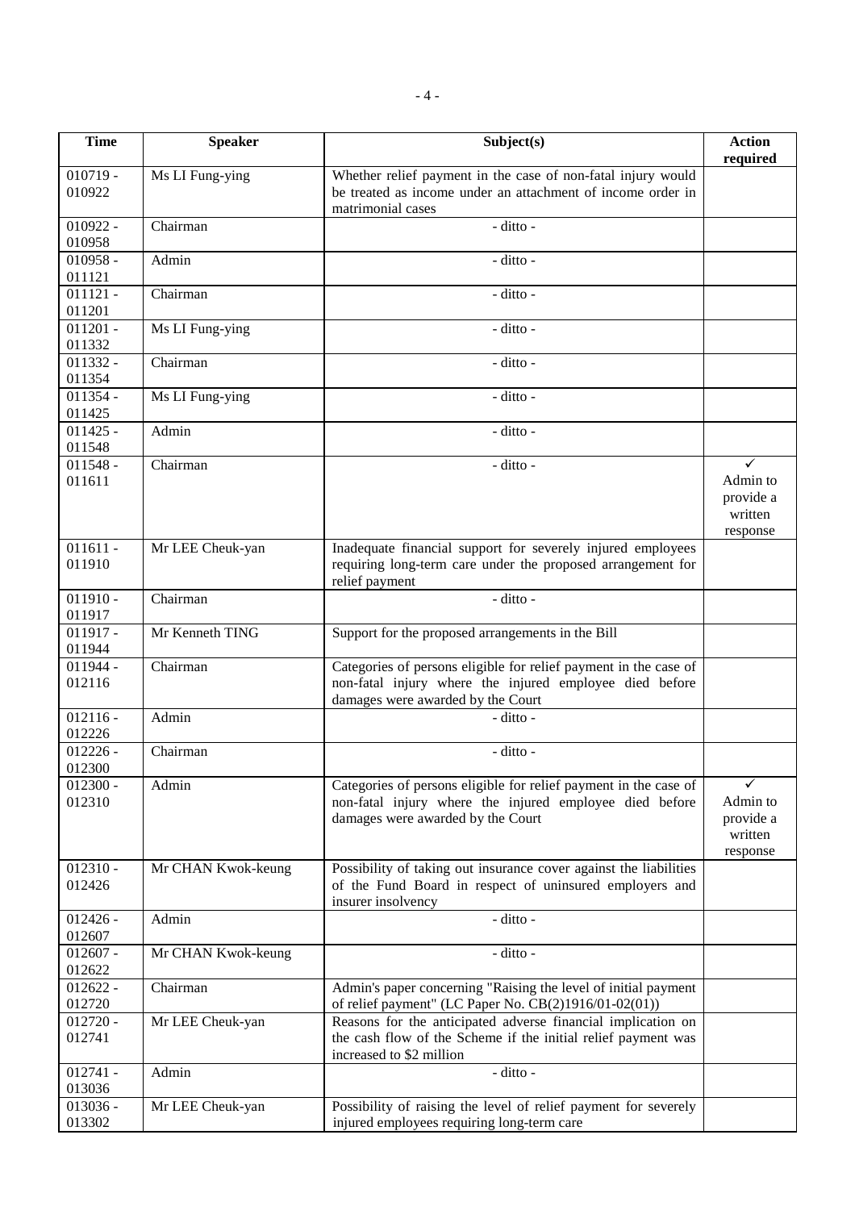| Time | Speaker | Subject(s) | Action required |
| --- | --- | --- | --- |
| 010719 - 010922 | Ms LI Fung-ying | Whether relief payment in the case of non-fatal injury would be treated as income under an attachment of income order in matrimonial cases | |
| 010922 - 010958 | Chairman | - ditto - | |
| 010958 - 011121 | Admin | - ditto - | |
| 011121 - 011201 | Chairman | - ditto - | |
| 011201 - 011332 | Ms LI Fung-ying | - ditto - | |
| 011332 - 011354 | Chairman | - ditto - | |
| 011354 - 011425 | Ms LI Fung-ying | - ditto - | |
| 011425 - 011548 | Admin | - ditto - | |
| 011548 - 011611 | Chairman | - ditto - | ✓ Admin to provide a written response |
| 011611 - 011910 | Mr LEE Cheuk-yan | Inadequate financial support for severely injured employees requiring long-term care under the proposed arrangement for relief payment | |
| 011910 - 011917 | Chairman | - ditto - | |
| 011917 - 011944 | Mr Kenneth TING | Support for the proposed arrangements in the Bill | |
| 011944 - 012116 | Chairman | Categories of persons eligible for relief payment in the case of non-fatal injury where the injured employee died before damages were awarded by the Court | |
| 012116 - 012226 | Admin | - ditto - | |
| 012226 - 012300 | Chairman | - ditto - | |
| 012300 - 012310 | Admin | Categories of persons eligible for relief payment in the case of non-fatal injury where the injured employee died before damages were awarded by the Court | ✓ Admin to provide a written response |
| 012310 - 012426 | Mr CHAN Kwok-keung | Possibility of taking out insurance cover against the liabilities of the Fund Board in respect of uninsured employers and insurer insolvency | |
| 012426 - 012607 | Admin | - ditto - | |
| 012607 - 012622 | Mr CHAN Kwok-keung | - ditto - | |
| 012622 - 012720 | Chairman | Admin's paper concerning "Raising the level of initial payment of relief payment" (LC Paper No. CB(2)1916/01-02(01)) | |
| 012720 - 012741 | Mr LEE Cheuk-yan | Reasons for the anticipated adverse financial implication on the cash flow of the Scheme if the initial relief payment was increased to $2 million | |
| 012741 - 013036 | Admin | - ditto - | |
| 013036 - 013302 | Mr LEE Cheuk-yan | Possibility of raising the level of relief payment for severely injured employees requiring long-term care | |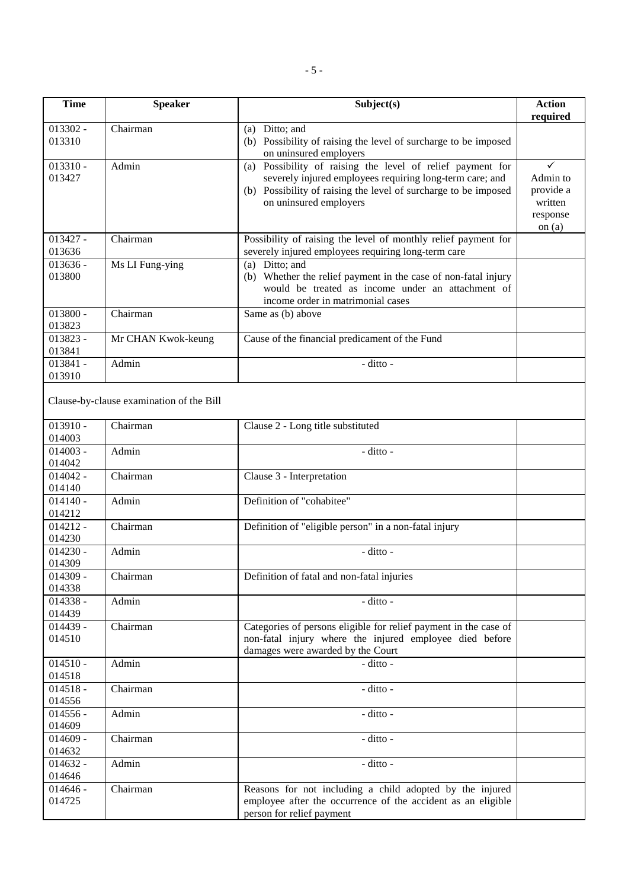| Time | Speaker | Subject(s) | Action required |
|---|---|---|---|
| 013302 - 013310 | Chairman | (a) Ditto; and<br>(b) Possibility of raising the level of surcharge to be imposed on uninsured employers | |
| 013310 - 013427 | Admin | (a) Possibility of raising the level of relief payment for severely injured employees requiring long-term care; and<br>(b) Possibility of raising the level of surcharge to be imposed on uninsured employers | ✓<br>Admin to provide a written response on (a) |
| 013427 - 013636 | Chairman | Possibility of raising the level of monthly relief payment for severely injured employees requiring long-term care | |
| 013636 - 013800 | Ms LI Fung-ying | (a) Ditto; and<br>(b) Whether the relief payment in the case of non-fatal injury would be treated as income under an attachment of income order in matrimonial cases | |
| 013800 - 013823 | Chairman | Same as (b) above | |
| 013823 - 013841 | Mr CHAN Kwok-keung | Cause of the financial predicament of the Fund | |
| 013841 - 013910 | Admin | - ditto - | |
| Clause-by-clause examination of the Bill | | | |
| 013910 - 014003 | Chairman | Clause 2 - Long title substituted | |
| 014003 - 014042 | Admin | - ditto - | |
| 014042 - 014140 | Chairman | Clause 3 - Interpretation | |
| 014140 - 014212 | Admin | Definition of "cohabitee" | |
| 014212 - 014230 | Chairman | Definition of "eligible person" in a non-fatal injury | |
| 014230 - 014309 | Admin | - ditto - | |
| 014309 - 014338 | Chairman | Definition of fatal and non-fatal injuries | |
| 014338 - 014439 | Admin | - ditto - | |
| 014439 - 014510 | Chairman | Categories of persons eligible for relief payment in the case of non-fatal injury where the injured employee died before damages were awarded by the Court | |
| 014510 - 014518 | Admin | - ditto - | |
| 014518 - 014556 | Chairman | - ditto - | |
| 014556 - 014609 | Admin | - ditto - | |
| 014609 - 014632 | Chairman | - ditto - | |
| 014632 - 014646 | Admin | - ditto - | |
| 014646 - 014725 | Chairman | Reasons for not including a child adopted by the injured employee after the occurrence of the accident as an eligible person for relief payment | |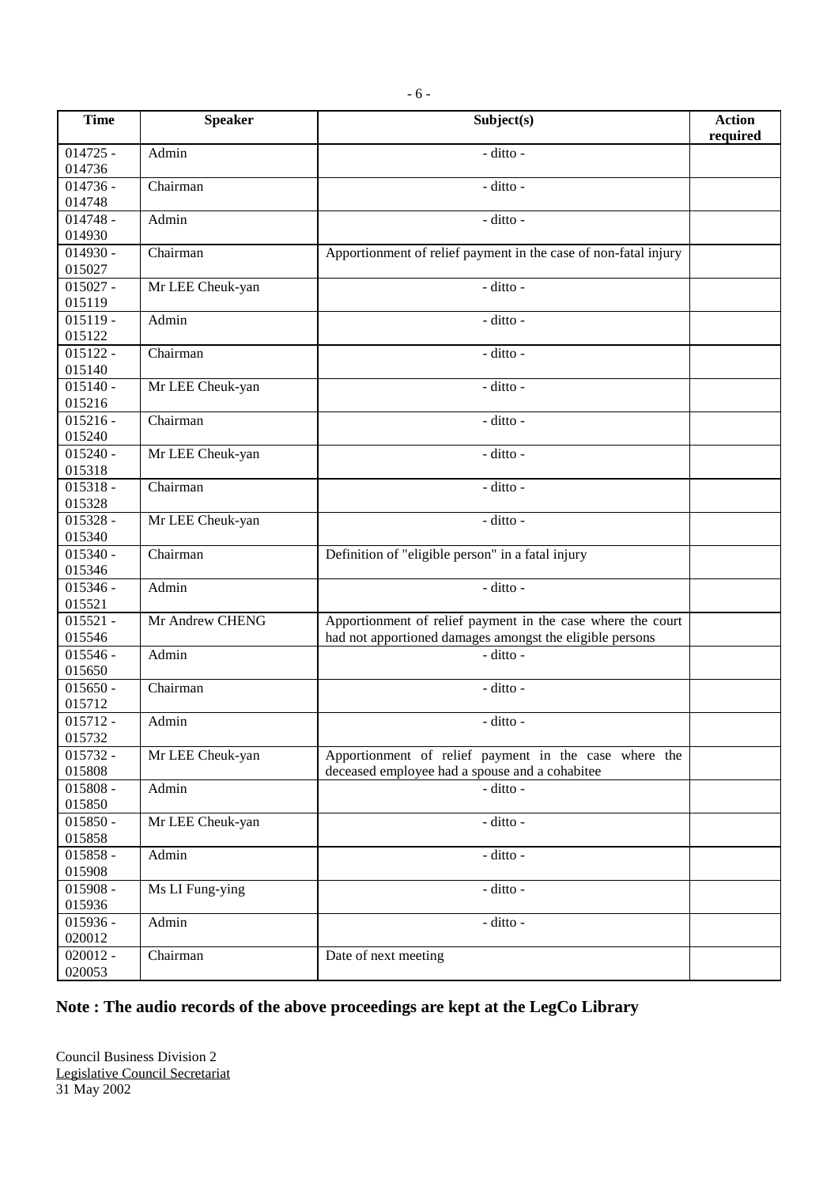| Time | Speaker | Subject(s) | Action required |
|---|---|---|---|
| 014725 - 014736 | Admin | - ditto - | |
| 014736 - 014748 | Chairman | - ditto - | |
| 014748 - 014930 | Admin | - ditto - | |
| 014930 - 015027 | Chairman | Apportionment of relief payment in the case of non-fatal injury | |
| 015027 - 015119 | Mr LEE Cheuk-yan | - ditto - | |
| 015119 - 015122 | Admin | - ditto - | |
| 015122 - 015140 | Chairman | - ditto - | |
| 015140 - 015216 | Mr LEE Cheuk-yan | - ditto - | |
| 015216 - 015240 | Chairman | - ditto - | |
| 015240 - 015318 | Mr LEE Cheuk-yan | - ditto - | |
| 015318 - 015328 | Chairman | - ditto - | |
| 015328 - 015340 | Mr LEE Cheuk-yan | - ditto - | |
| 015340 - 015346 | Chairman | Definition of "eligible person" in a fatal injury | |
| 015346 - 015521 | Admin | - ditto - | |
| 015521 - 015546 | Mr Andrew CHENG | Apportionment of relief payment in the case where the court had not apportioned damages amongst the eligible persons | |
| 015546 - 015650 | Admin | - ditto - | |
| 015650 - 015712 | Chairman | - ditto - | |
| 015712 - 015732 | Admin | - ditto - | |
| 015732 - 015808 | Mr LEE Cheuk-yan | Apportionment of relief payment in the case where the deceased employee had a spouse and a cohabitee | |
| 015808 - 015850 | Admin | - ditto - | |
| 015850 - 015858 | Mr LEE Cheuk-yan | - ditto - | |
| 015858 - 015908 | Admin | - ditto - | |
| 015908 - 015936 | Ms LI Fung-ying | - ditto - | |
| 015936 - 020012 | Admin | - ditto - | |
| 020012 - 020053 | Chairman | Date of next meeting | |

**Note : The audio records of the above proceedings are kept at the LegCo Library**

Council Business Division 2
Legislative Council Secretariat
31 May 2002